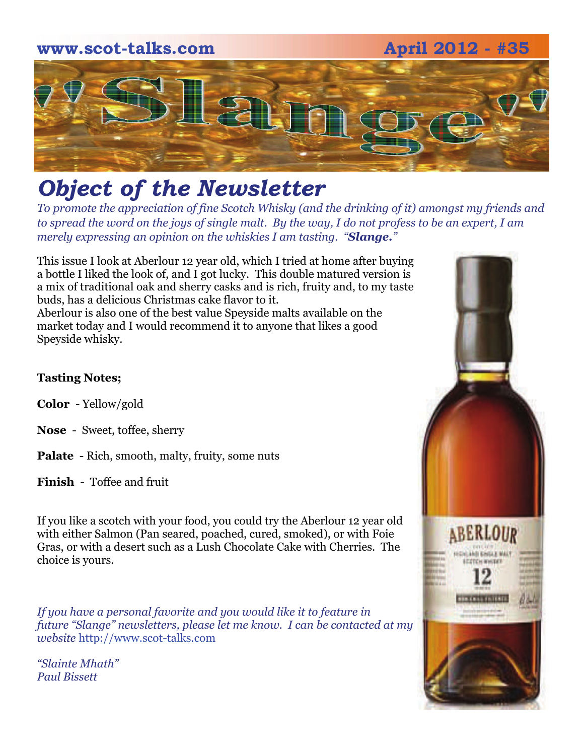www.scot-talks.com April 2012 - #35

# "Slange"

## *Object of the Newsletter*

*To promote the appreciation of fine Scotch Whisky (and the drinking of it) amongst my friends and to spread the word on the joys of single malt. By the way, I do not profess to be an expert, I am merely expressing an opinion on the whiskies I am tasting. "**Slange.**"*

This issue I look at Aberlour 12 year old, which I tried at home after buying a bottle I liked the look of, and I got lucky. This double matured version is a mix of traditional oak and sherry casks and is rich, fruity and, to my taste buds, has a delicious Christmas cake flavor to it.
Aberlour is also one of the best value Speyside malts available on the market today and I would recommend it to anyone that likes a good Speyside whisky.

**Tasting Notes;**

**Color** - Yellow/gold

**Nose** - Sweet, toffee, sherry

**Palate** - Rich, smooth, malty, fruity, some nuts

**Finish** - Toffee and fruit

If you like a scotch with your food, you could try the Aberlour 12 year old with either Salmon (Pan seared, poached, cured, smoked), or with Foie Gras, or with a desert such as a Lush Chocolate Cake with Cherries. The choice is yours.

*If you have a personal favorite and you would like it to feature in future "Slange" newsletters, please let me know. I can be contacted at my website* http://www.scot-talks.com

*"Slainte Mhath"*
*Paul Bissett*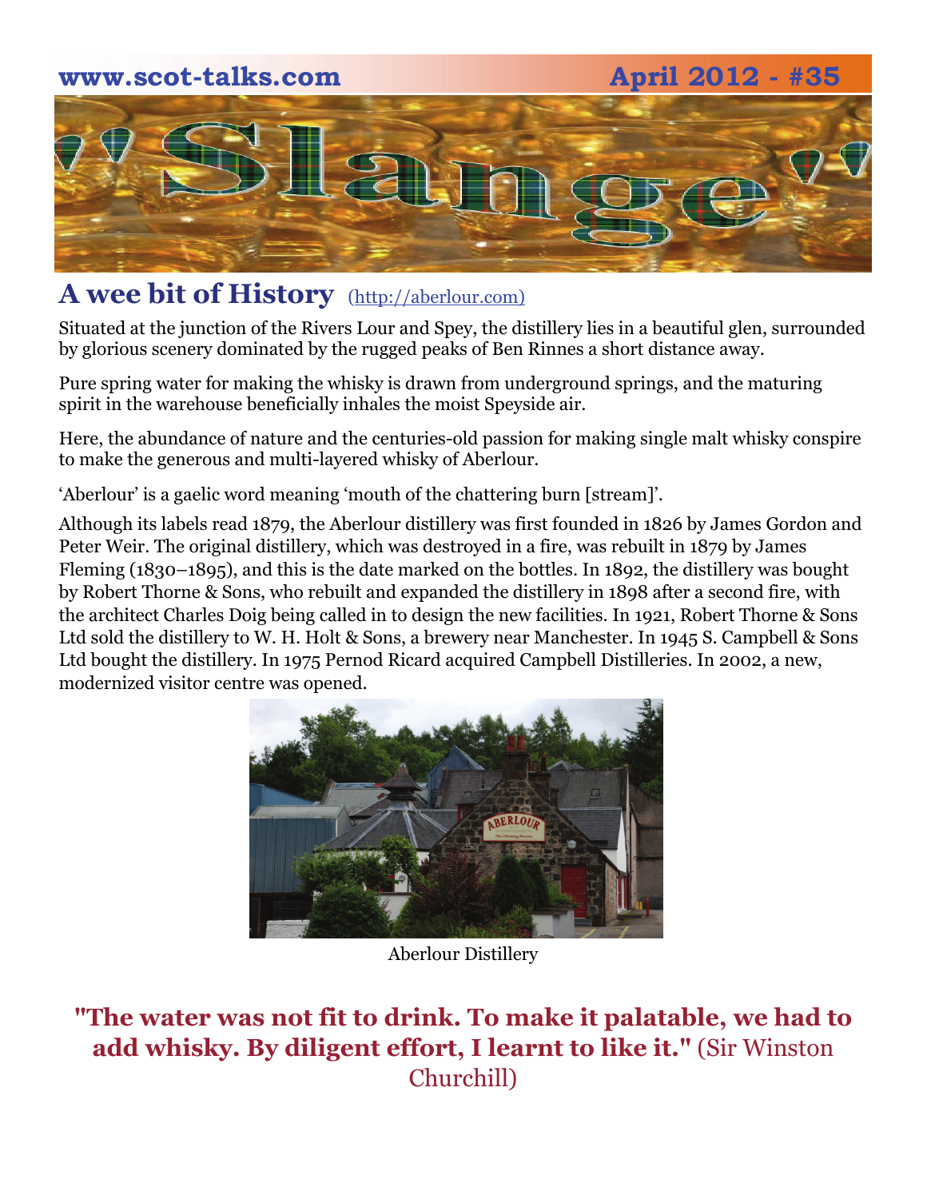# 'Slange'

## A wee bit of History (http://aberlour.com)

Situated at the junction of the Rivers Lour and Spey, the distillery lies in a beautiful glen, surrounded by glorious scenery dominated by the rugged peaks of Ben Rinnes a short distance away.

Pure spring water for making the whisky is drawn from underground springs, and the maturing spirit in the warehouse beneficially inhales the moist Speyside air.

Here, the abundance of nature and the centuries-old passion for making single malt whisky conspire to make the generous and multi-layered whisky of Aberlour.

'Aberlour' is a gaelic word meaning 'mouth of the chattering burn [stream]'.

Although its labels read 1879, the Aberlour distillery was first founded in 1826 by James Gordon and Peter Weir. The original distillery, which was destroyed in a fire, was rebuilt in 1879 by James Fleming (1830–1895), and this is the date marked on the bottles. In 1892, the distillery was bought by Robert Thorne & Sons, who rebuilt and expanded the distillery in 1898 after a second fire, with the architect Charles Doig being called in to design the new facilities. In 1921, Robert Thorne & Sons Ltd sold the distillery to W. H. Holt & Sons, a brewery near Manchester. In 1945 S. Campbell & Sons Ltd bought the distillery. In 1975 Pernod Ricard acquired Campbell Distilleries. In 2002, a new, modernized visitor centre was opened.

Aberlour Distillery

**"The water was not fit to drink. To make it palatable, we had to add whisky. By diligent effort, I learnt to like it."** (Sir Winston Churchill)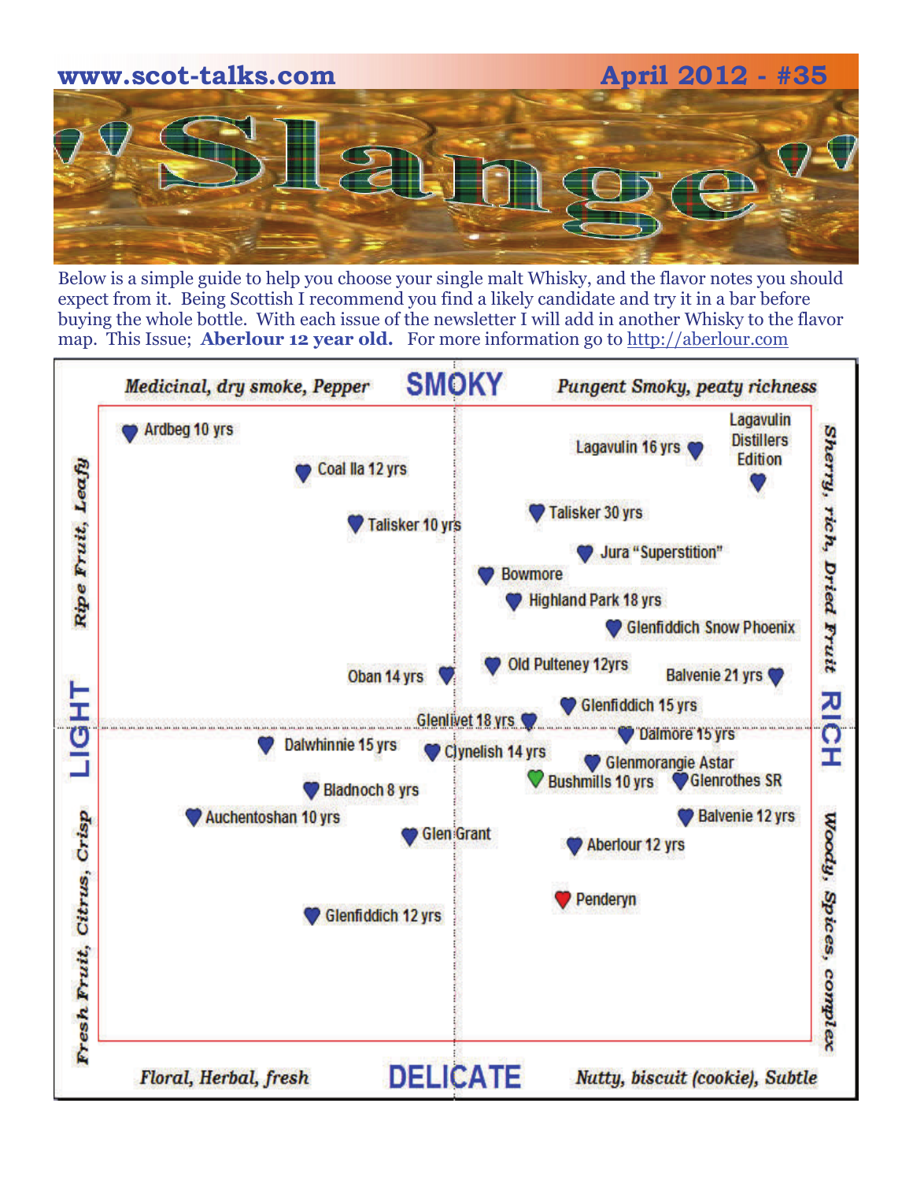www.scot-talks.com — April 2012 - #35

# 'Slange'

Below is a simple guide to help you choose your single malt Whisky, and the flavor notes you should expect from it. Being Scottish I recommend you find a likely candidate and try it in a bar before buying the whole bottle. With each issue of the newsletter I will add in another Whisky to the flavor map. This Issue; **Aberlour 12 year old.** For more information go to http://aberlour.com

**SMOKY**

*Medicinal, dry smoke, Pepper* — *Pungent Smoky, peaty richness*

**LIGHT** — *Ripe Fruit, Leafy* / *Fresh Fruit, Citrus, Crisp*

**RICH** — *Sherry, rich, Dried Fruit* / *Woody, Spices, complex*

**DELICATE**

*Floral, Herbal, fresh* — *Nutty, biscuit (cookie), Subtle*

Ardbeg 10 yrs

Coal Ila 12 yrs

Talisker 10 yrs

Lagavulin 16 yrs

Lagavulin Distillers Edition

Talisker 30 yrs

Jura "Superstition"

Bowmore

Highland Park 18 yrs

Glenfiddich Snow Phoenix

Oban 14 yrs

Old Pulteney 12yrs

Balvenie 21 yrs

Glenfiddich 15 yrs

Glenlivet 18 yrs

Dalmore 15 yrs

Dalwhinnie 15 yrs

Clynelish 14 yrs

Glenmorangie Astar

Bushmills 10 yrs

Glenrothes SR

Bladnoch 8 yrs

Auchentoshan 10 yrs

Balvenie 12 yrs

Glen Grant

Aberlour 12 yrs

Penderyn

Glenfiddich 12 yrs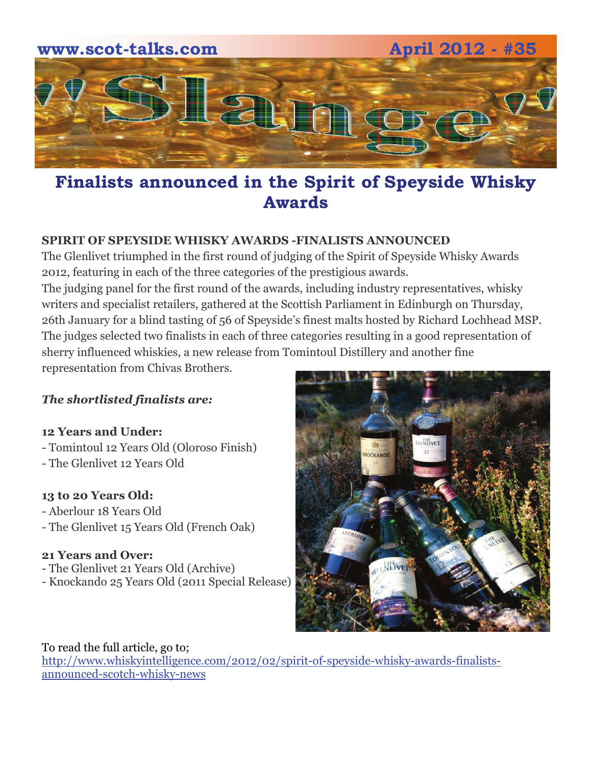# Finalists announced in the Spirit of Speyside Whisky Awards

**SPIRIT OF SPEYSIDE WHISKY AWARDS -FINALISTS ANNOUNCED**

The Glenlivet triumphed in the first round of judging of the Spirit of Speyside Whisky Awards 2012, featuring in each of the three categories of the prestigious awards.

The judging panel for the first round of the awards, including industry representatives, whisky writers and specialist retailers, gathered at the Scottish Parliament in Edinburgh on Thursday, 26th January for a blind tasting of 56 of Speyside's finest malts hosted by Richard Lochhead MSP. The judges selected two finalists in each of three categories resulting in a good representation of sherry influenced whiskies, a new release from Tomintoul Distillery and another fine representation from Chivas Brothers.

***The shortlisted finalists are:***

**12 Years and Under:**

- Tomintoul 12 Years Old (Oloroso Finish)
- The Glenlivet 12 Years Old

**13 to 20 Years Old:**

- Aberlour 18 Years Old
- The Glenlivet 15 Years Old (French Oak)

**21 Years and Over:**

- The Glenlivet 21 Years Old (Archive)
- Knockando 25 Years Old (2011 Special Release)

To read the full article, go to;
http://www.whiskyintelligence.com/2012/02/spirit-of-speyside-whisky-awards-finalists-announced-scotch-whisky-news